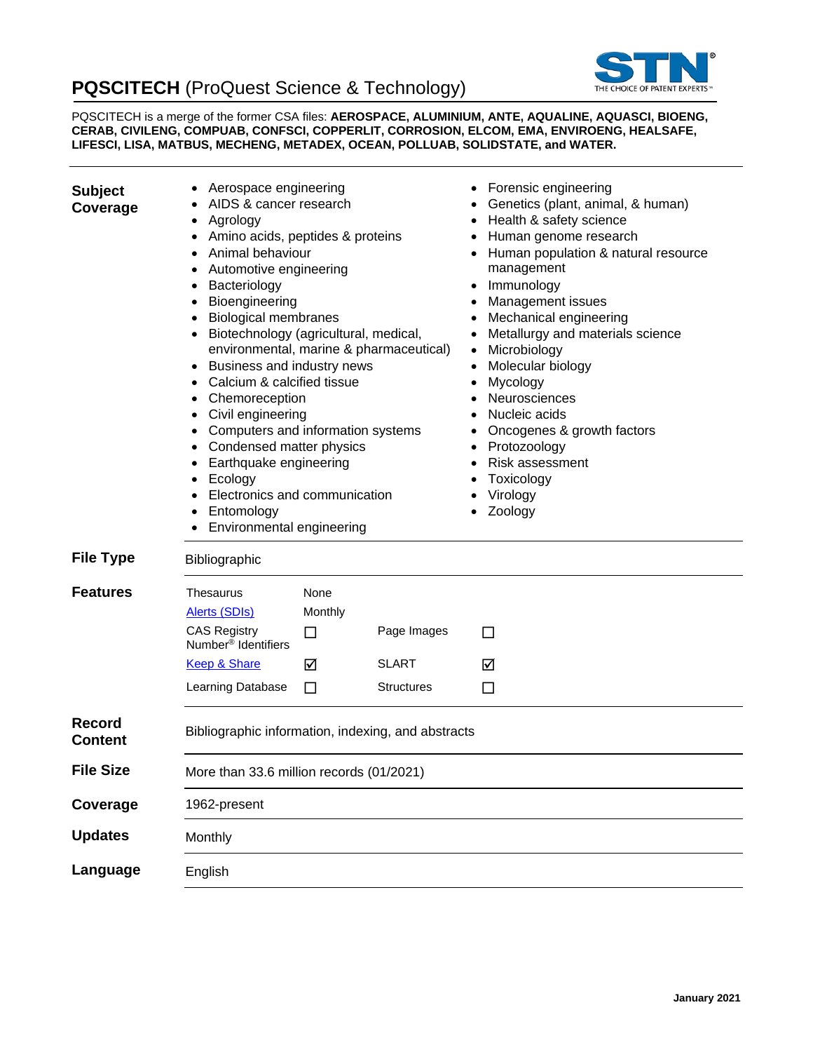# PQSCITECH (ProQuest Science & Technology)

PQSCITECH is a merge of the former CSA files: **AEROSPACE, ALUMINIUM, ANTE, AQUALINE, AQUASCI, BIOENG, CERAB, CIVILENG, COMPUAB, CONFSCI, COPPERLIT, CORROSION, ELCOM, EMA, ENVIROENG, HEALSAFE, LIFESCI, LISA, MATBUS, MECHENG, METADEX, OCEAN, POLLUAB, SOLIDSTATE, and WATER.**

## Subject Coverage

- Aerospace engineering
- AIDS & cancer research
- Agrology
- Amino acids, peptides & proteins
- Animal behaviour
- Automotive engineering
- Bacteriology
- Bioengineering
- Biological membranes
- Biotechnology (agricultural, medical, environmental, marine & pharmaceutical)
- Business and industry news
- Calcium & calcified tissue
- Chemoreception
- Civil engineering
- Computers and information systems
- Condensed matter physics
- Earthquake engineering
- Ecology
- Electronics and communication
- Entomology
- Environmental engineering
- Forensic engineering
- Genetics (plant, animal, & human)
- Health & safety science
- Human genome research
- Human population & natural resource management
- Immunology
- Management issues
- Mechanical engineering
- Metallurgy and materials science
- Microbiology
- Molecular biology
- Mycology
- Neurosciences
- Nucleic acids
- Oncogenes & growth factors
- Protozoology
- Risk assessment
- Toxicology
- Virology
- Zoology

## File Type

Bibliographic

## Features

| Feature | | Feature | |
|---|---|---|---|
| Thesaurus | None | | |
| Alerts (SDIs) | Monthly | | |
| CAS Registry Number® Identifiers | ☐ | Page Images | ☐ |
| Keep & Share | ☑ | SLART | ☑ |
| Learning Database | ☐ | Structures | ☐ |

## Record Content

Bibliographic information, indexing, and abstracts

## File Size

More than 33.6 million records (01/2021)

## Coverage

1962-present

## Updates

Monthly

## Language

English

January 2021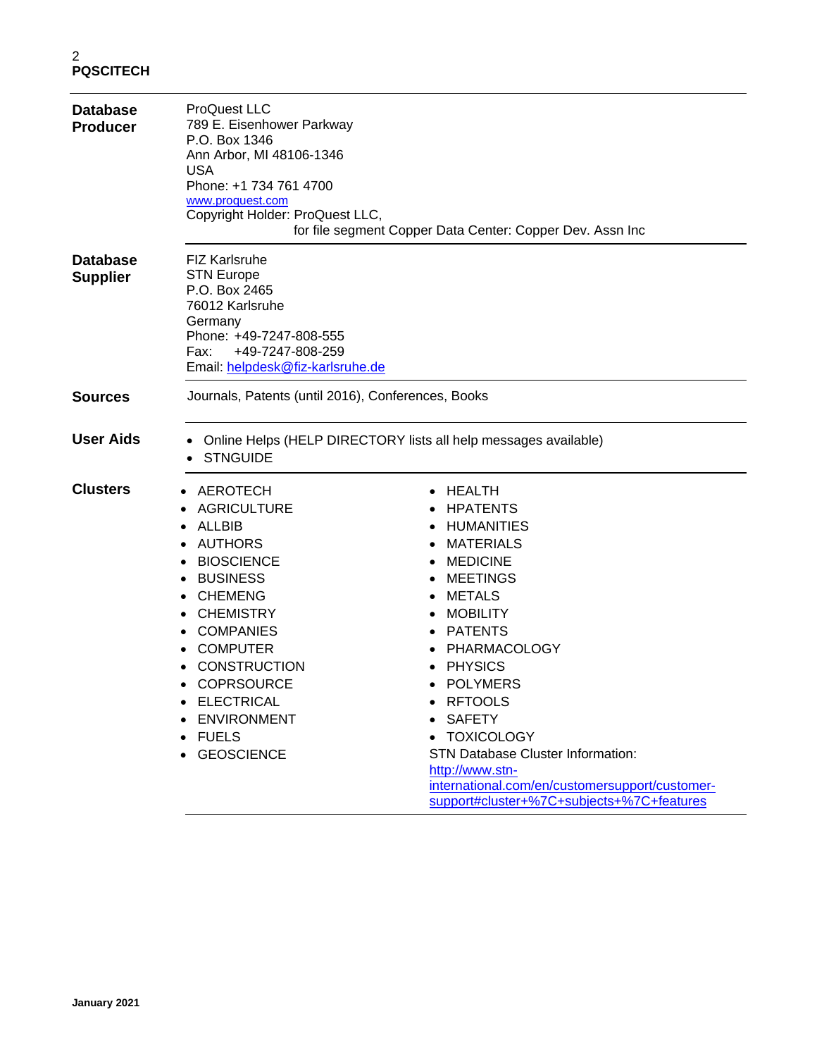| | |
|---|---|
| **Database Producer** | ProQuest LLC<br>789 E. Eisenhower Parkway<br>P.O. Box 1346<br>Ann Arbor, MI 48106-1346<br>USA<br>Phone: +1 734 761 4700<br>[www.proquest.com](http://www.proquest.com)<br>Copyright Holder: ProQuest LLC,<br>for file segment Copper Data Center: Copper Dev. Assn Inc |
| **Database Supplier** | FIZ Karlsruhe<br>STN Europe<br>P.O. Box 2465<br>76012 Karlsruhe<br>Germany<br>Phone: +49-7247-808-555<br>Fax: +49-7247-808-259<br>Email: [helpdesk@fiz-karlsruhe.de](mailto:helpdesk@fiz-karlsruhe.de) |
| **Sources** | Journals, Patents (until 2016), Conferences, Books |
| **User Aids** | • Online Helps (HELP DIRECTORY lists all help messages available)<br>• STNGUIDE |

**Clusters**

- AEROTECH
- AGRICULTURE
- ALLBIB
- AUTHORS
- BIOSCIENCE
- BUSINESS
- CHEMENG
- CHEMISTRY
- COMPANIES
- COMPUTER
- CONSTRUCTION
- COPRSOURCE
- ELECTRICAL
- ENVIRONMENT
- FUELS
- GEOSCIENCE
- HEALTH
- HPATENTS
- HUMANITIES
- MATERIALS
- MEDICINE
- MEETINGS
- METALS
- MOBILITY
- PATENTS
- PHARMACOLOGY
- PHYSICS
- POLYMERS
- RFTOOLS
- SAFETY
- TOXICOLOGY

STN Database Cluster Information:
[http://www.stn-international.com/en/customersupport/customer-support#cluster+%7C+subjects+%7C+features](http://www.stn-international.com/en/customersupport/customer-support#cluster+%7C+subjects+%7C+features)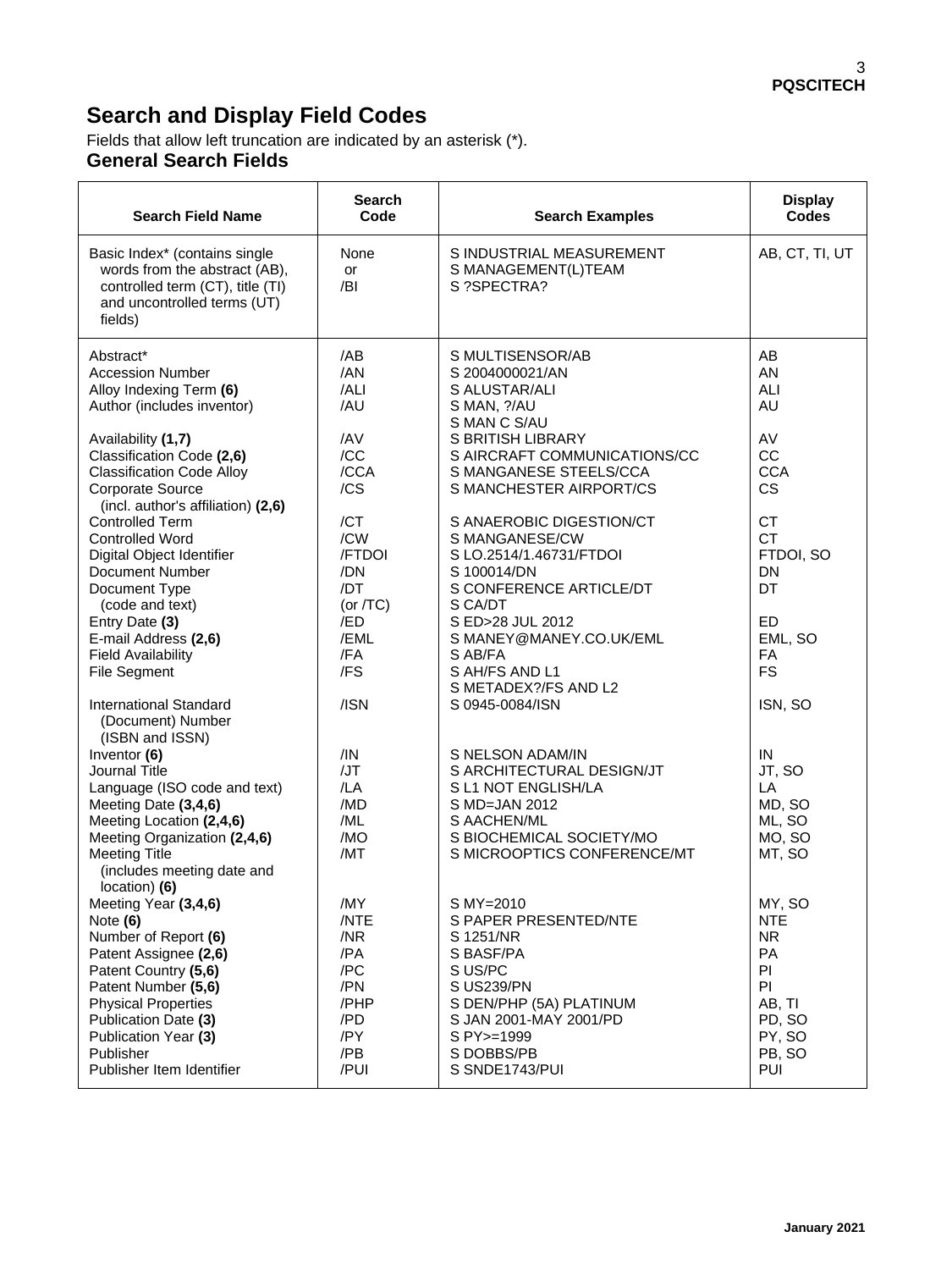# Search and Display Field Codes

Fields that allow left truncation are indicated by an asterisk (*).

## General Search Fields

| Search Field Name | Search Code | Search Examples | Display Codes |
|---|---|---|---|
| Basic Index* (contains single words from the abstract (AB), controlled term (CT), title (TI) and uncontrolled terms (UT) fields) | None or /BI | S INDUSTRIAL MEASUREMENT<br>S MANAGEMENT(L)TEAM<br>S ?SPECTRA? | AB, CT, TI, UT |
| Abstract* | /AB | S MULTISENSOR/AB | AB |
| Accession Number | /AN | S 2004000021/AN | AN |
| Alloy Indexing Term **(6)** | /ALI | S ALUSTAR/ALI | ALI |
| Author (includes inventor) | /AU | S MAN, ?/AU<br>S MAN C S/AU | AU |
| Availability **(1,7)** | /AV | S BRITISH LIBRARY | AV |
| Classification Code **(2,6)** | /CC | S AIRCRAFT COMMUNICATIONS/CC | CC |
| Classification Code Alloy | /CCA | S MANGANESE STEELS/CCA | CCA |
| Corporate Source (incl. author's affiliation) **(2,6)** | /CS | S MANCHESTER AIRPORT/CS | CS |
| Controlled Term | /CT | S ANAEROBIC DIGESTION/CT | CT |
| Controlled Word | /CW | S MANGANESE/CW | CT |
| Digital Object Identifier | /FTDOI | S LO.2514/1.46731/FTDOI | FTDOI, SO |
| Document Number | /DN | S 100014/DN | DN |
| Document Type (code and text) | /DT (or /TC) | S CONFERENCE ARTICLE/DT<br>S CA/DT | DT |
| Entry Date **(3)** | /ED | S ED>28 JUL 2012 | ED |
| E-mail Address **(2,6)** | /EML | S MANEY@MANEY.CO.UK/EML | EML, SO |
| Field Availability | /FA | S AB/FA | FA |
| File Segment | /FS | S AH/FS AND L1<br>S METADEX?/FS AND L2 | FS |
| International Standard (Document) Number (ISBN and ISSN) | /ISN | S 0945-0084/ISN | ISN, SO |
| Inventor **(6)** | /IN | S NELSON ADAM/IN | IN |
| Journal Title | /JT | S ARCHITECTURAL DESIGN/JT | JT, SO |
| Language (ISO code and text) | /LA | S L1 NOT ENGLISH/LA | LA |
| Meeting Date **(3,4,6)** | /MD | S MD=JAN 2012 | MD, SO |
| Meeting Location **(2,4,6)** | /ML | S AACHEN/ML | ML, SO |
| Meeting Organization **(2,4,6)** | /MO | S BIOCHEMICAL SOCIETY/MO | MO, SO |
| Meeting Title (includes meeting date and location) **(6)** | /MT | S MICROOPTICS CONFERENCE/MT | MT, SO |
| Meeting Year **(3,4,6)** | /MY | S MY=2010 | MY, SO |
| Note **(6)** | /NTE | S PAPER PRESENTED/NTE | NTE |
| Number of Report **(6)** | /NR | S 1251/NR | NR |
| Patent Assignee **(2,6)** | /PA | S BASF/PA | PA |
| Patent Country **(5,6)** | /PC | S US/PC | PI |
| Patent Number **(5,6)** | /PN | S US239/PN | PI |
| Physical Properties | /PHP | S DEN/PHP (5A) PLATINUM | AB, TI |
| Publication Date **(3)** | /PD | S JAN 2001-MAY 2001/PD | PD, SO |
| Publication Year **(3)** | /PY | S PY>=1999 | PY, SO |
| Publisher | /PB | S DOBBS/PB | PB, SO |
| Publisher Item Identifier | /PUI | S SNDE1743/PUI | PUI |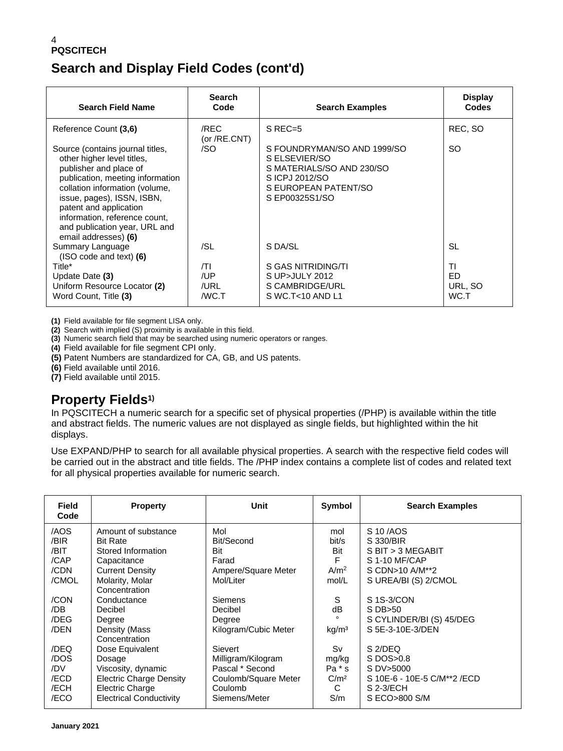## Search and Display Field Codes (cont'd)

| Search Field Name | Search Code | Search Examples | Display Codes |
|---|---|---|---|
| Reference Count **(3,6)** | /REC (or /RE.CNT) | S REC=5 | REC, SO |
| Source (contains journal titles, other higher level titles, publisher and place of publication, meeting information collation information (volume, issue, pages), ISSN, ISBN, patent and application information, reference count, and publication year, URL and email addresses) **(6)** | /SO | S FOUNDRYMAN/SO AND 1999/SO<br>S ELSEVIER/SO<br>S MATERIALS/SO AND 230/SO<br>S ICPJ 2012/SO<br>S EUROPEAN PATENT/SO<br>S EP00325S1/SO | SO |
| Summary Language (ISO code and text) **(6)** | /SL | S DA/SL | SL |
| Title* | /TI | S GAS NITRIDING/TI | TI |
| Update Date **(3)** | /UP | S UP>JULY 2012 | ED |
| Uniform Resource Locator **(2)** | /URL | S CAMBRIDGE/URL | URL, SO |
| Word Count, Title **(3)** | /WC.T | S WC.T<10 AND L1 | WC.T |

**(1)** Field available for file segment LISA only.
**(2)** Search with implied (S) proximity is available in this field.
**(3)** Numeric search field that may be searched using numeric operators or ranges.
**(4)** Field available for file segment CPI only.
**(5)** Patent Numbers are standardized for CA, GB, and US patents.
**(6)** Field available until 2016.
**(7)** Field available until 2015.

## Property Fields[1)]

In PQSCITECH a numeric search for a specific set of physical properties (/PHP) is available within the title and abstract fields. The numeric values are not displayed as single fields, but highlighted within the hit displays.

Use EXPAND/PHP to search for all available physical properties. A search with the respective field codes will be carried out in the abstract and title fields. The /PHP index contains a complete list of codes and related text for all physical properties available for numeric search.

| Field Code | Property | Unit | Symbol | Search Examples |
|---|---|---|---|---|
| /AOS | Amount of substance | Mol | mol | S 10 /AOS |
| /BIR | Bit Rate | Bit/Second | bit/s | S 330/BIR |
| /BIT | Stored Information | Bit | Bit | S BIT > 3 MEGABIT |
| /CAP | Capacitance | Farad | F | S 1-10 MF/CAP |
| /CDN | Current Density | Ampere/Square Meter | $A/m^2$ | S CDN>10 A/M**2 |
| /CMOL | Molarity, Molar Concentration | Mol/Liter | mol/L | S UREA/BI (S) 2/CMOL |
| /CON | Conductance | Siemens | S | S 1S-3/CON |
| /DB | Decibel | Decibel | dB | S DB>50 |
| /DEG | Degree | Degree | ° | S CYLINDER/BI (S) 45/DEG |
| /DEN | Density (Mass Concentration | Kilogram/Cubic Meter | $kg/m^3$ | S 5E-3-10E-3/DEN |
| /DEQ | Dose Equivalent | Sievert | Sv | S 2/DEQ |
| /DOS | Dosage | Milligram/Kilogram | mg/kg | S DOS>0.8 |
| /DV | Viscosity, dynamic | Pascal * Second | Pa * s | S DV>5000 |
| /ECD | Electric Charge Density | Coulomb/Square Meter | $C/m^2$ | S 10E-6 - 10E-5 C/M**2 /ECD |
| /ECH | Electric Charge | Coulomb | C | S 2-3/ECH |
| /ECO | Electrical Conductivity | Siemens/Meter | S/m | S ECO>800 S/M |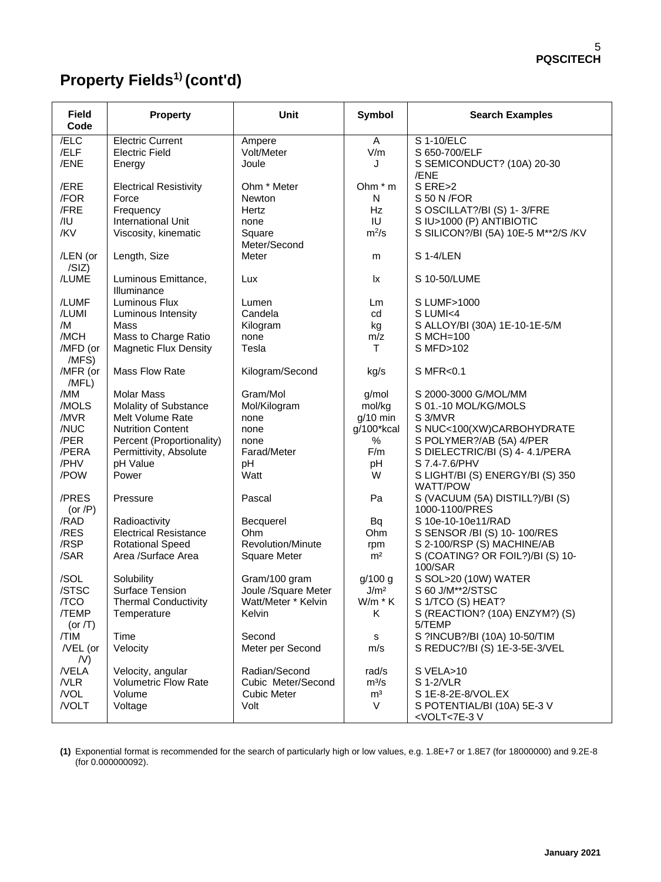# Property Fields[1] (cont'd)

| Field Code | Property | Unit | Symbol | Search Examples |
|---|---|---|---|---|
| /ELC | Electric Current | Ampere | A | S 1-10/ELC |
| /ELF | Electric Field | Volt/Meter | V/m | S 650-700/ELF |
| /ENE | Energy | Joule | J | S SEMICONDUCT? (10A) 20-30 /ENE |
| /ERE | Electrical Resistivity | Ohm * Meter | Ohm * m | S ERE>2 |
| /FOR | Force | Newton | N | S 50 N /FOR |
| /FRE | Frequency | Hertz | Hz | S OSCILLAT?/BI (S) 1- 3/FRE |
| /IU | International Unit | none | IU | S IU>1000 (P) ANTIBIOTIC |
| /KV | Viscosity, kinematic | Square Meter/Second | $m^2/s$ | S SILICON?/BI (5A) 10E-5 M**2/S /KV |
| /LEN (or /SIZ) | Length, Size | Meter | m | S 1-4/LEN |
| /LUME | Luminous Emittance, Illuminance | Lux | lx | S 10-50/LUME |
| /LUMF | Luminous Flux | Lumen | Lm | S LUMF>1000 |
| /LUMI | Luminous Intensity | Candela | cd | S LUMI<4 |
| /M | Mass | Kilogram | kg | S ALLOY/BI (30A) 1E-10-1E-5/M |
| /MCH | Mass to Charge Ratio | none | m/z | S MCH=100 |
| /MFD (or /MFS) | Magnetic Flux Density | Tesla | T | S MFD>102 |
| /MFR (or /MFL) | Mass Flow Rate | Kilogram/Second | kg/s | S MFR<0.1 |
| /MM | Molar Mass | Gram/Mol | g/mol | S 2000-3000 G/MOL/MM |
| /MOLS | Molality of Substance | Mol/Kilogram | mol/kg | S 01.-10 MOL/KG/MOLS |
| /MVR | Melt Volume Rate | none | g/10 min | S 3/MVR |
| /NUC | Nutrition Content | none | g/100*kcal | S NUC<100(XW)CARBOHYDRATE |
| /PER | Percent (Proportionality) | none | % | S POLYMER?/AB (5A) 4/PER |
| /PERA | Permittivity, Absolute | Farad/Meter | F/m | S DIELECTRIC/BI (S) 4- 4.1/PERA |
| /PHV | pH Value | pH | pH | S 7.4-7.6/PHV |
| /POW | Power | Watt | W | S LIGHT/BI (S) ENERGY/BI (S) 350 WATT/POW |
| /PRES (or /P) | Pressure | Pascal | Pa | S (VACUUM (5A) DISTILL?)/BI (S) 1000-1100/PRES |
| /RAD | Radioactivity | Becquerel | Bq | S 10e-10-10e11/RAD |
| /RES | Electrical Resistance | Ohm | Ohm | S SENSOR /BI (S) 10- 100/RES |
| /RSP | Rotational Speed | Revolution/Minute | rpm | S 2-100/RSP (S) MACHINE/AB |
| /SAR | Area /Surface Area | Square Meter | $m^2$ | S (COATING? OR FOIL?)/BI (S) 10-100/SAR |
| /SOL | Solubility | Gram/100 gram | g/100 g | S SOL>20 (10W) WATER |
| /STSC | Surface Tension | Joule /Square Meter | $J/m^2$ | S 60 J/M**2/STSC |
| /TCO | Thermal Conductivity | Watt/Meter * Kelvin | W/m * K | S 1/TCO (S) HEAT? |
| /TEMP (or /T) | Temperature | Kelvin | K | S (REACTION? (10A) ENZYM?) (S) 5/TEMP |
| /TIM | Time | Second | s | S ?INCUB?/BI (10A) 10-50/TIM |
| /VEL (or /V) | Velocity | Meter per Second | m/s | S REDUC?/BI (S) 1E-3-5E-3/VEL |
| /VELA | Velocity, angular | Radian/Second | rad/s | S VELA>10 |
| /VLR | Volumetric Flow Rate | Cubic Meter/Second | $m^3/s$ | S 1-2/VLR |
| /VOL | Volume | Cubic Meter | $m^3$ | S 1E-8-2E-8/VOL.EX |
| /VOLT | Voltage | Volt | V | S POTENTIAL/BI (10A) 5E-3 V <VOLT<7E-3 V |

**(1)** Exponential format is recommended for the search of particularly high or low values, e.g. 1.8E+7 or 1.8E7 (for 18000000) and 9.2E-8 (for 0.000000092).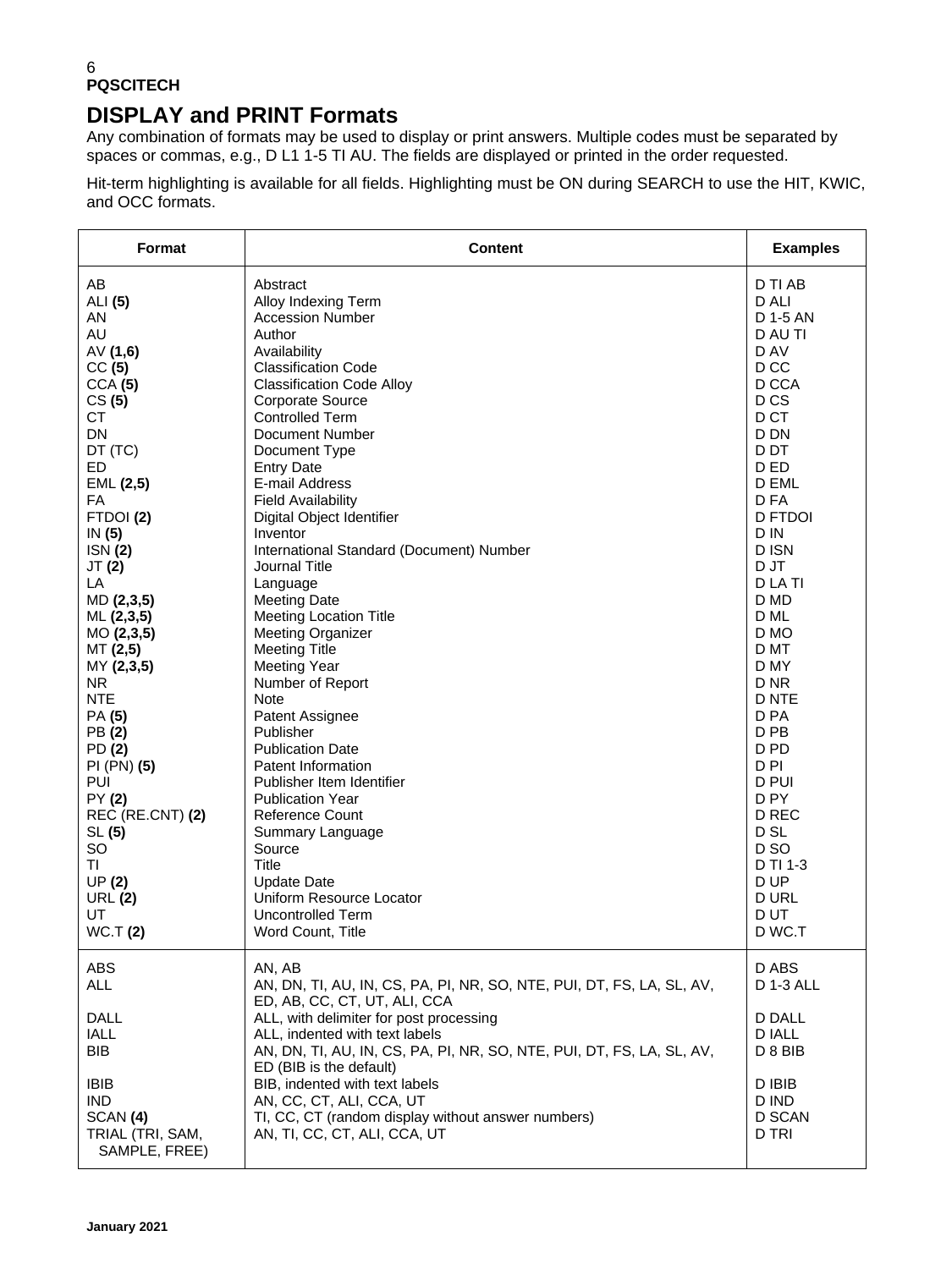# DISPLAY and PRINT Formats

Any combination of formats may be used to display or print answers. Multiple codes must be separated by spaces or commas, e.g., D L1 1-5 TI AU. The fields are displayed or printed in the order requested.

Hit-term highlighting is available for all fields. Highlighting must be ON during SEARCH to use the HIT, KWIC, and OCC formats.

| Format | Content | Examples |
|---|---|---|
| AB | Abstract | D TI AB |
| ALI **(5)** | Alloy Indexing Term | D ALI |
| AN | Accession Number | D 1-5 AN |
| AU | Author | D AU TI |
| AV **(1,6)** | Availability | D AV |
| CC **(5)** | Classification Code | D CC |
| CCA **(5)** | Classification Code Alloy | D CCA |
| CS **(5)** | Corporate Source | D CS |
| CT | Controlled Term | D CT |
| DN | Document Number | D DN |
| DT (TC) | Document Type | D DT |
| ED | Entry Date | D ED |
| EML **(2,5)** | E-mail Address | D EML |
| FA | Field Availability | D FA |
| FTDOI **(2)** | Digital Object Identifier | D FTDOI |
| IN **(5)** | Inventor | D IN |
| ISN **(2)** | International Standard (Document) Number | D ISN |
| JT **(2)** | Journal Title | D JT |
| LA | Language | D LA TI |
| MD **(2,3,5)** | Meeting Date | D MD |
| ML **(2,3,5)** | Meeting Location Title | D ML |
| MO **(2,3,5)** | Meeting Organizer | D MO |
| MT **(2,5)** | Meeting Title | D MT |
| MY **(2,3,5)** | Meeting Year | D MY |
| NR | Number of Report | D NR |
| NTE | Note | D NTE |
| PA **(5)** | Patent Assignee | D PA |
| PB **(2)** | Publisher | D PB |
| PD **(2)** | Publication Date | D PD |
| PI (PN) **(5)** | Patent Information | D PI |
| PUI | Publisher Item Identifier | D PUI |
| PY **(2)** | Publication Year | D PY |
| REC (RE.CNT) **(2)** | Reference Count | D REC |
| SL **(5)** | Summary Language | D SL |
| SO | Source | D SO |
| TI | Title | D TI 1-3 |
| UP **(2)** | Update Date | D UP |
| URL **(2)** | Uniform Resource Locator | D URL |
| UT | Uncontrolled Term | D UT |
| WC.T **(2)** | Word Count, Title | D WC.T |
| ABS | AN, AB | D ABS |
| ALL | AN, DN, TI, AU, IN, CS, PA, PI, NR, SO, NTE, PUI, DT, FS, LA, SL, AV, ED, AB, CC, CT, UT, ALI, CCA | D 1-3 ALL |
| DALL | ALL, with delimiter for post processing | D DALL |
| IALL | ALL, indented with text labels | D IALL |
| BIB | AN, DN, TI, AU, IN, CS, PA, PI, NR, SO, NTE, PUI, DT, FS, LA, SL, AV, ED (BIB is the default) | D 8 BIB |
| IBIB | BIB, indented with text labels | D IBIB |
| IND | AN, CC, CT, ALI, CCA, UT | D IND |
| SCAN **(4)** | TI, CC, CT (random display without answer numbers) | D SCAN |
| TRIAL (TRI, SAM, SAMPLE, FREE) | AN, TI, CC, CT, ALI, CCA, UT | D TRI |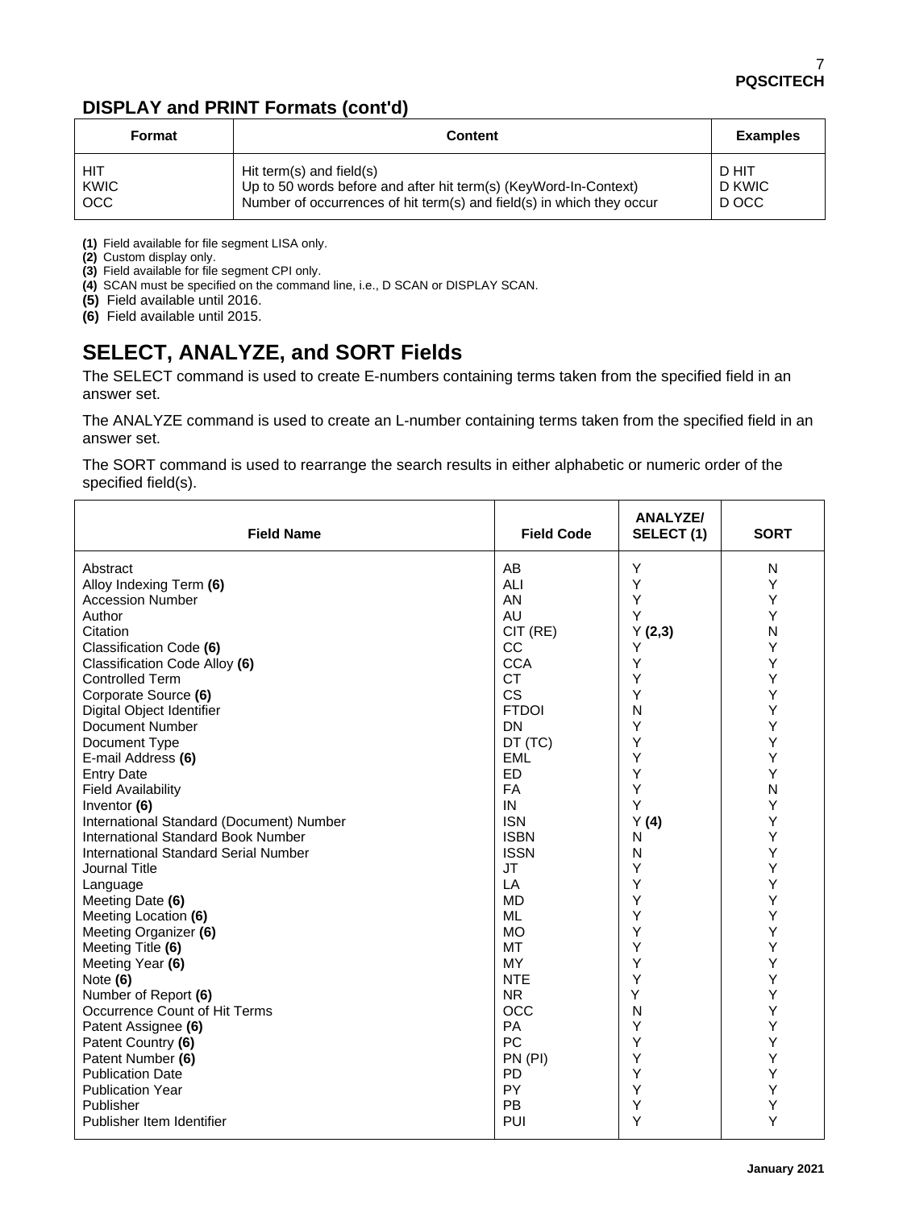## DISPLAY and PRINT Formats (cont'd)

| Format | Content | Examples |
|---|---|---|
| HIT | Hit term(s) and field(s) | D HIT |
| KWIC | Up to 50 words before and after hit term(s) (KeyWord-In-Context) | D KWIC |
| OCC | Number of occurrences of hit term(s) and field(s) in which they occur | D OCC |

**(1)** Field available for file segment LISA only.
**(2)** Custom display only.
**(3)** Field available for file segment CPI only.
**(4)** SCAN must be specified on the command line, i.e., D SCAN or DISPLAY SCAN.
**(5)** Field available until 2016.
**(6)** Field available until 2015.

# SELECT, ANALYZE, and SORT Fields

The SELECT command is used to create E-numbers containing terms taken from the specified field in an answer set.

The ANALYZE command is used to create an L-number containing terms taken from the specified field in an answer set.

The SORT command is used to rearrange the search results in either alphabetic or numeric order of the specified field(s).

| Field Name | Field Code | ANALYZE/ SELECT (1) | SORT |
|---|---|---|---|
| Abstract | AB | Y | N |
| Alloy Indexing Term **(6)** | ALI | Y | Y |
| Accession Number | AN | Y | Y |
| Author | AU | Y | Y |
| Citation | CIT (RE) | Y **(2,3)** | N |
| Classification Code **(6)** | CC | Y | Y |
| Classification Code Alloy **(6)** | CCA | Y | Y |
| Controlled Term | CT | Y | Y |
| Corporate Source **(6)** | CS | Y | Y |
| Digital Object Identifier | FTDOI | N | Y |
| Document Number | DN | Y | Y |
| Document Type | DT (TC) | Y | Y |
| E-mail Address **(6)** | EML | Y | Y |
| Entry Date | ED | Y | Y |
| Field Availability | FA | Y | N |
| Inventor **(6)** | IN | Y | Y |
| International Standard (Document) Number | ISN | Y **(4)** | Y |
| International Standard Book Number | ISBN | N | Y |
| International Standard Serial Number | ISSN | N | Y |
| Journal Title | JT | Y | Y |
| Language | LA | Y | Y |
| Meeting Date **(6)** | MD | Y | Y |
| Meeting Location **(6)** | ML | Y | Y |
| Meeting Organizer **(6)** | MO | Y | Y |
| Meeting Title **(6)** | MT | Y | Y |
| Meeting Year **(6)** | MY | Y | Y |
| Note **(6)** | NTE | Y | Y |
| Number of Report **(6)** | NR | Y | Y |
| Occurrence Count of Hit Terms | OCC | N | Y |
| Patent Assignee **(6)** | PA | Y | Y |
| Patent Country **(6)** | PC | Y | Y |
| Patent Number **(6)** | PN (PI) | Y | Y |
| Publication Date | PD | Y | Y |
| Publication Year | PY | Y | Y |
| Publisher | PB | Y | Y |
| Publisher Item Identifier | PUI | Y | Y |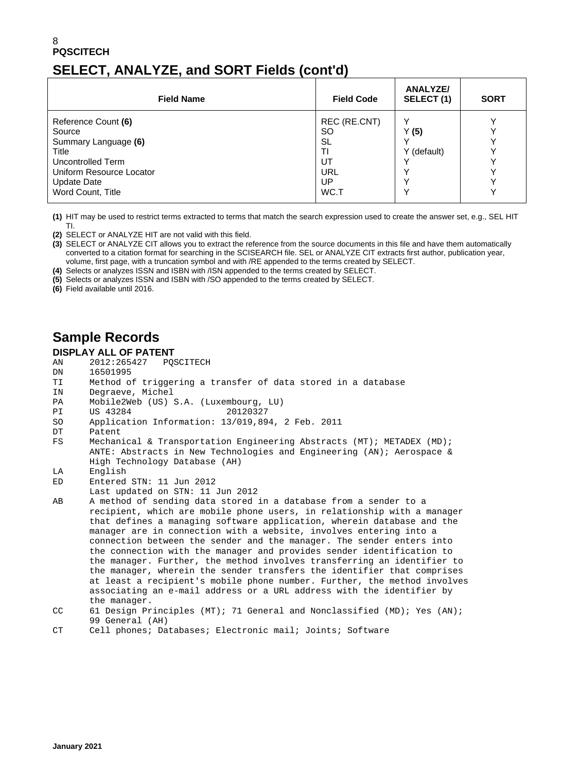## SELECT, ANALYZE, and SORT Fields (cont'd)

| Field Name | Field Code | ANALYZE/ SELECT (1) | SORT |
|---|---|---|---|
| Reference Count **(6)** | REC (RE.CNT) | Y | Y |
| Source | SO | Y **(5)** | Y |
| Summary Language **(6)** | SL | Y | Y |
| Title | TI | Y (default) | Y |
| Uncontrolled Term | UT | Y | Y |
| Uniform Resource Locator | URL | Y | Y |
| Update Date | UP | Y | Y |
| Word Count, Title | WC.T | Y | Y |

**(1)** HIT may be used to restrict terms extracted to terms that match the search expression used to create the answer set, e.g., SEL HIT TI.

**(2)** SELECT or ANALYZE HIT are not valid with this field.

**(3)** SELECT or ANALYZE CIT allows you to extract the reference from the source documents in this file and have them automatically converted to a citation format for searching in the SCISEARCH file. SEL or ANALYZE CIT extracts first author, publication year, volume, first page, with a truncation symbol and with /RE appended to the terms created by SELECT.

**(4)** Selects or analyzes ISSN and ISBN with /ISN appended to the terms created by SELECT.

**(5)** Selects or analyzes ISSN and ISBN with /SO appended to the terms created by SELECT.

**(6)** Field available until 2016.

## Sample Records

### DISPLAY ALL OF PATENT

```
AN      2012:265427   PQSCITECH
DN      16501995
TI      Method of triggering a transfer of data stored in a database
IN      Degraeve, Michel
PA      Mobile2Web (US) S.A. (Luxembourg, LU)
PI      US 43284                  20120327
SO      Application Information: 13/019,894, 2 Feb. 2011
DT      Patent
FS      Mechanical & Transportation Engineering Abstracts (MT); METADEX (MD);
        ANTE: Abstracts in New Technologies and Engineering (AN); Aerospace &
        High Technology Database (AH)
LA      English
ED      Entered STN: 11 Jun 2012
        Last updated on STN: 11 Jun 2012
AB      A method of sending data stored in a database from a sender to a
        recipient, which are mobile phone users, in relationship with a manager
        that defines a managing software application, wherein database and the
        manager are in connection with a website, involves entering into a
        connection between the sender and the manager. The sender enters into
        the connection with the manager and provides sender identification to
        the manager. Further, the method involves transferring an identifier to
        the manager, wherein the sender transfers the identifier that comprises
        at least a recipient's mobile phone number. Further, the method involves
        associating an e-mail address or a URL address with the identifier by
        the manager.
CC      61 Design Principles (MT); 71 General and Nonclassified (MD); Yes (AN);
        99 General (AH)
CT      Cell phones; Databases; Electronic mail; Joints; Software
```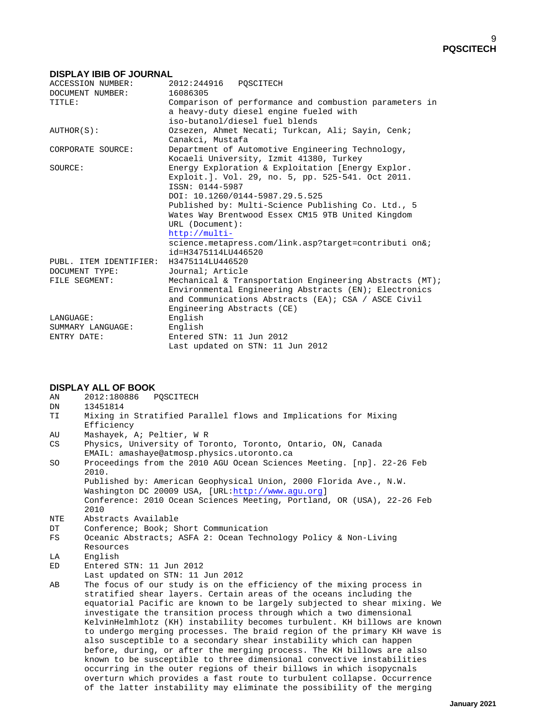## DISPLAY IBIB OF JOURNAL

```
ACCESSION NUMBER:       2012:244916   PQSCITECH
DOCUMENT NUMBER:        16086305
TITLE:                  Comparison of performance and combustion parameters in
                        a heavy-duty diesel engine fueled with
                        iso-butanol/diesel fuel blends
AUTHOR(S):              Ozsezen, Ahmet Necati; Turkcan, Ali; Sayin, Cenk;
                        Canakci, Mustafa
CORPORATE SOURCE:       Department of Automotive Engineering Technology,
                        Kocaeli University, Izmit 41380, Turkey
SOURCE:                 Energy Exploration & Exploitation [Energy Explor.
                        Exploit.]. Vol. 29, no. 5, pp. 525-541. Oct 2011.
                        ISSN: 0144-5987
                        DOI: 10.1260/0144-5987.29.5.525
                        Published by: Multi-Science Publishing Co. Ltd., 5
                        Wates Way Brentwood Essex CM15 9TB United Kingdom
                        URL (Document):
                        http://multi-
                        science.metapress.com/link.asp?target=contributi on&;
                        id=H3475114LU446520
PUBL. ITEM IDENTIFIER:  H3475114LU446520
DOCUMENT TYPE:          Journal; Article
FILE SEGMENT:           Mechanical & Transportation Engineering Abstracts (MT);
                        Environmental Engineering Abstracts (EN); Electronics
                        and Communications Abstracts (EA); CSA / ASCE Civil
                        Engineering Abstracts (CE)
LANGUAGE:               English
SUMMARY LANGUAGE:       English
ENTRY DATE:             Entered STN: 11 Jun 2012
                        Last updated on STN: 11 Jun 2012
```

## DISPLAY ALL OF BOOK

```
AN    2012:180886   PQSCITECH
DN    13451814
TI    Mixing in Stratified Parallel flows and Implications for Mixing
      Efficiency
AU    Mashayek, A; Peltier, W R
CS    Physics, University of Toronto, Toronto, Ontario, ON, Canada
      EMAIL: amashaye@atmosp.physics.utoronto.ca
SO    Proceedings from the 2010 AGU Ocean Sciences Meeting. [np]. 22-26 Feb
      2010.
      Published by: American Geophysical Union, 2000 Florida Ave., N.W.
      Washington DC 20009 USA, [URL:http://www.agu.org]
      Conference: 2010 Ocean Sciences Meeting, Portland, OR (USA), 22-26 Feb
      2010
NTE   Abstracts Available
DT    Conference; Book; Short Communication
FS    Oceanic Abstracts; ASFA 2: Ocean Technology Policy & Non-Living
      Resources
LA    English
ED    Entered STN: 11 Jun 2012
      Last updated on STN: 11 Jun 2012
AB    The focus of our study is on the efficiency of the mixing process in
      stratified shear layers. Certain areas of the oceans including the
      equatorial Pacific are known to be largely subjected to shear mixing. We
      investigate the transition process through which a two dimensional
      KelvinHelmhlotz (KH) instability becomes turbulent. KH billows are known
      to undergo merging processes. The braid region of the primary KH wave is
      also susceptible to a secondary shear instability which can happen
      before, during, or after the merging process. The KH billows are also
      known to be susceptible to three dimensional convective instabilities
      occurring in the outer regions of their billows in which isopycnals
      overturn which provides a fast route to turbulent collapse. Occurrence
      of the latter instability may eliminate the possibility of the merging
```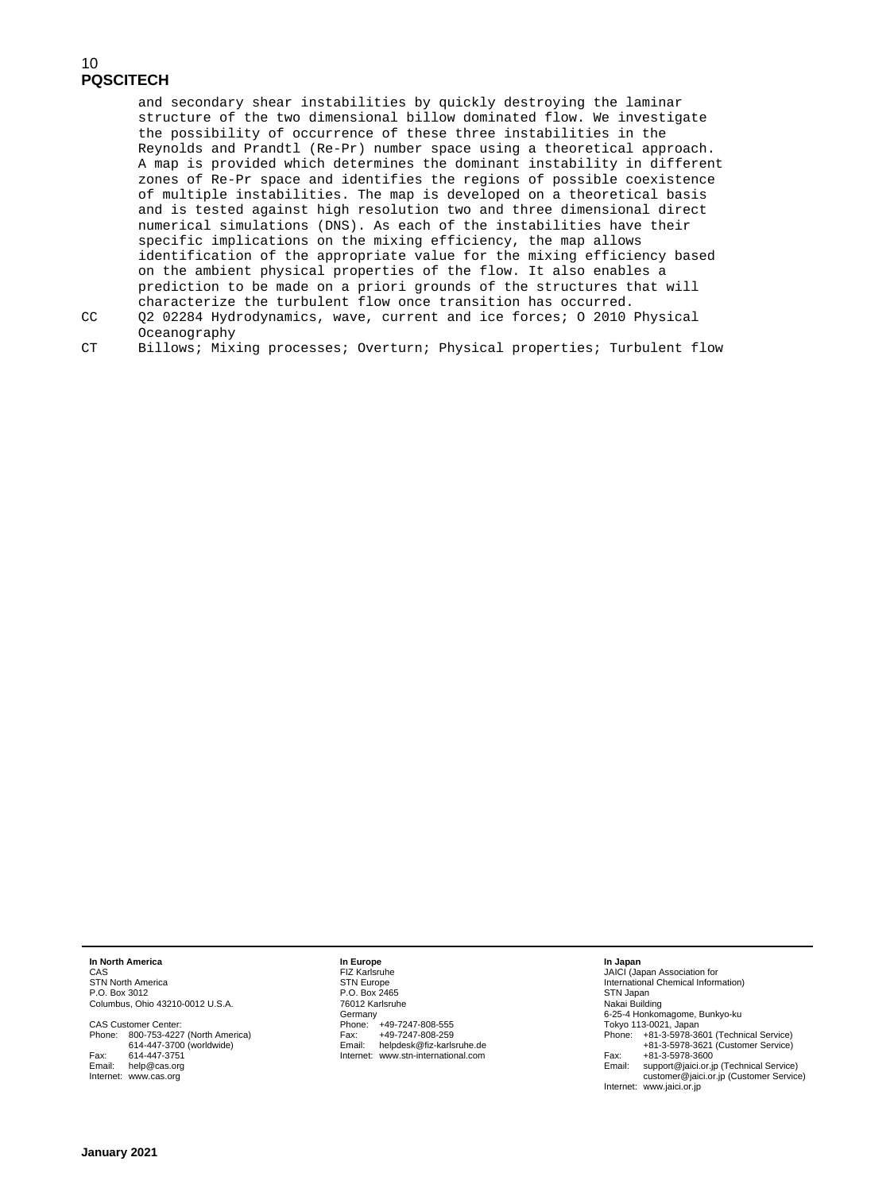and secondary shear instabilities by quickly destroying the laminar structure of the two dimensional billow dominated flow. We investigate the possibility of occurrence of these three instabilities in the Reynolds and Prandtl (Re-Pr) number space using a theoretical approach. A map is provided which determines the dominant instability in different zones of Re-Pr space and identifies the regions of possible coexistence of multiple instabilities. The map is developed on a theoretical basis and is tested against high resolution two and three dimensional direct numerical simulations (DNS). As each of the instabilities have their specific implications on the mixing efficiency, the map allows identification of the appropriate value for the mixing efficiency based on the ambient physical properties of the flow. It also enables a prediction to be made on a priori grounds of the structures that will characterize the turbulent flow once transition has occurred.

CC Q2 02284 Hydrodynamics, wave, current and ice forces; O 2010 Physical Oceanography

CT Billows; Mixing processes; Overturn; Physical properties; Turbulent flow

**In North America**
CAS
STN North America
P.O. Box 3012
Columbus, Ohio 43210-0012 U.S.A.

CAS Customer Center:
Phone: 800-753-4227 (North America)
614-447-3700 (worldwide)
Fax: 614-447-3751
Email: help@cas.org
Internet: www.cas.org

**In Europe**
FIZ Karlsruhe
STN Europe
P.O. Box 2465
76012 Karlsruhe
Germany
Phone: +49-7247-808-555
Fax: +49-7247-808-259
Email: helpdesk@fiz-karlsruhe.de
Internet: www.stn-international.com

**In Japan**
JAICI (Japan Association for International Chemical Information)
STN Japan
Nakai Building
6-25-4 Honkomagome, Bunkyo-ku
Tokyo 113-0021, Japan
Phone: +81-3-5978-3601 (Technical Service)
+81-3-5978-3621 (Customer Service)
Fax: +81-3-5978-3600
Email: support@jaici.or.jp (Technical Service)
customer@jaici.or.jp (Customer Service)
Internet: www.jaici.or.jp